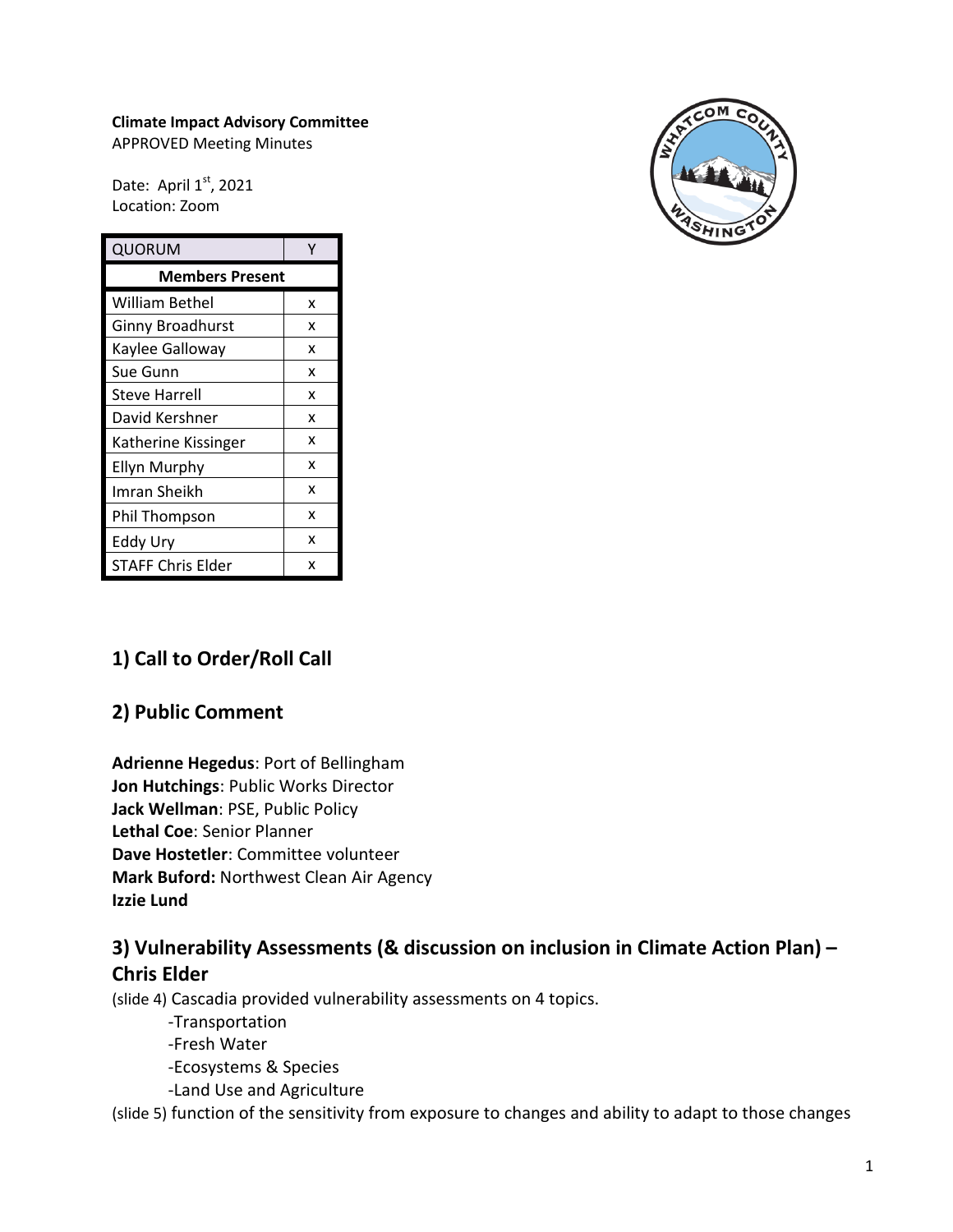**Climate Impact Advisory Committee**
APPROVED Meeting Minutes

Date: April 1st, 2021
Location: Zoom

| QUORUM | Y |
|---|---|
| **Members Present** | |
| William Bethel | x |
| Ginny Broadhurst | x |
| Kaylee Galloway | x |
| Sue Gunn | x |
| Steve Harrell | x |
| David Kershner | x |
| Katherine Kissinger | x |
| Ellyn Murphy | x |
| Imran Sheikh | x |
| Phil Thompson | x |
| Eddy Ury | x |
| STAFF Chris Elder | x |

## 1) Call to Order/Roll Call

## 2) Public Comment

**Adrienne Hegedus**: Port of Bellingham
**Jon Hutchings**: Public Works Director
**Jack Wellman**: PSE, Public Policy
**Lethal Coe**: Senior Planner
**Dave Hostetler**: Committee volunteer
**Mark Buford:** Northwest Clean Air Agency
**Izzie Lund**

## 3) Vulnerability Assessments (& discussion on inclusion in Climate Action Plan) – Chris Elder

(slide 4) Cascadia provided vulnerability assessments on 4 topics.

- Transportation
- Fresh Water
- Ecosystems & Species
- Land Use and Agriculture

(slide 5) function of the sensitivity from exposure to changes and ability to adapt to those changes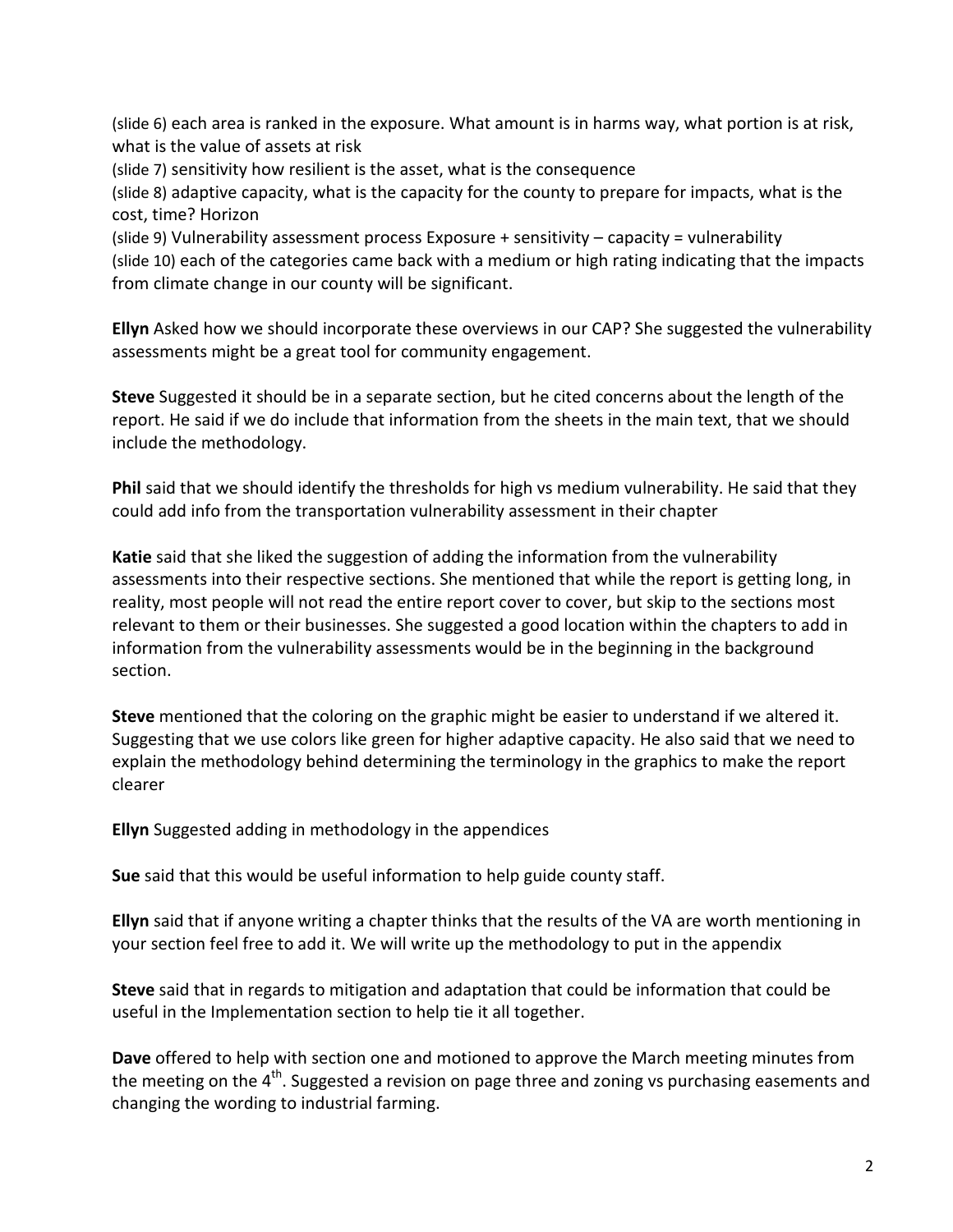(slide 6) each area is ranked in the exposure. What amount is in harms way, what portion is at risk, what is the value of assets at risk

(slide 7) sensitivity how resilient is the asset, what is the consequence

(slide 8) adaptive capacity, what is the capacity for the county to prepare for impacts, what is the cost, time? Horizon

(slide 9) Vulnerability assessment process Exposure + sensitivity – capacity = vulnerability

(slide 10) each of the categories came back with a medium or high rating indicating that the impacts from climate change in our county will be significant.

**Ellyn** Asked how we should incorporate these overviews in our CAP? She suggested the vulnerability assessments might be a great tool for community engagement.

**Steve** Suggested it should be in a separate section, but he cited concerns about the length of the report. He said if we do include that information from the sheets in the main text, that we should include the methodology.

**Phil** said that we should identify the thresholds for high vs medium vulnerability. He said that they could add info from the transportation vulnerability assessment in their chapter

**Katie** said that she liked the suggestion of adding the information from the vulnerability assessments into their respective sections. She mentioned that while the report is getting long, in reality, most people will not read the entire report cover to cover, but skip to the sections most relevant to them or their businesses. She suggested a good location within the chapters to add in information from the vulnerability assessments would be in the beginning in the background section.

**Steve** mentioned that the coloring on the graphic might be easier to understand if we altered it. Suggesting that we use colors like green for higher adaptive capacity. He also said that we need to explain the methodology behind determining the terminology in the graphics to make the report clearer

**Ellyn** Suggested adding in methodology in the appendices

**Sue** said that this would be useful information to help guide county staff.

**Ellyn** said that if anyone writing a chapter thinks that the results of the VA are worth mentioning in your section feel free to add it. We will write up the methodology to put in the appendix

**Steve** said that in regards to mitigation and adaptation that could be information that could be useful in the Implementation section to help tie it all together.

**Dave** offered to help with section one and motioned to approve the March meeting minutes from the meeting on the 4th. Suggested a revision on page three and zoning vs purchasing easements and changing the wording to industrial farming.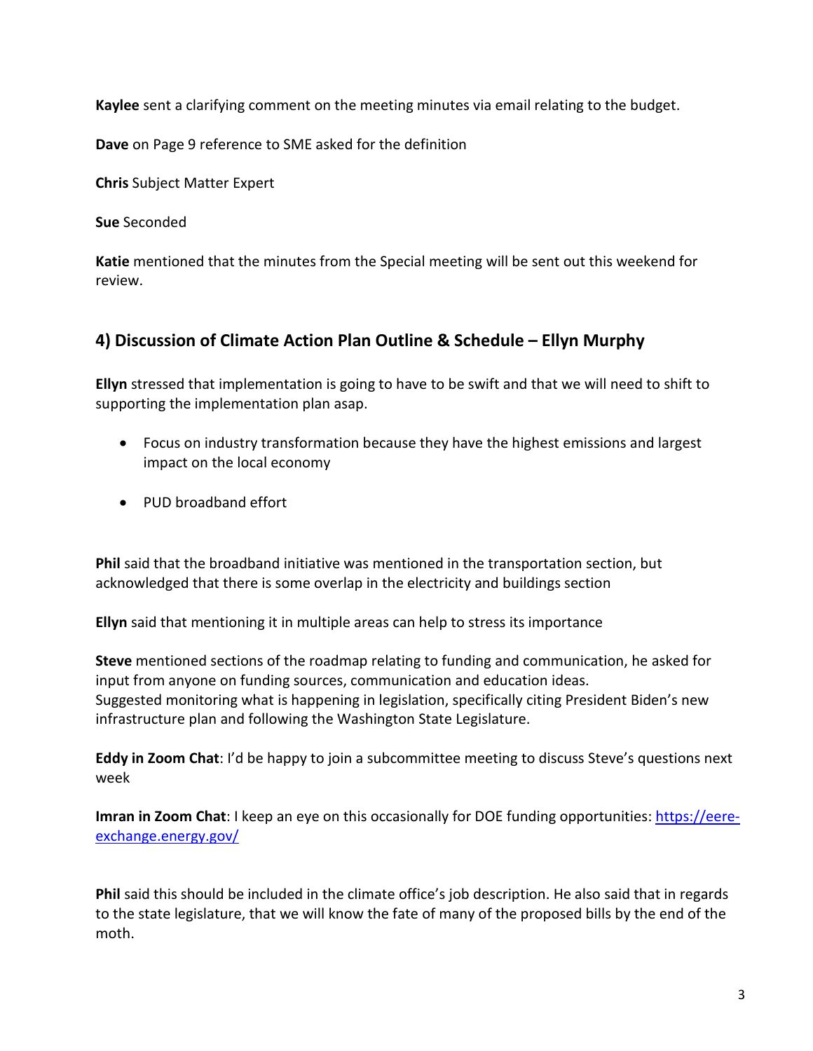**Kaylee** sent a clarifying comment on the meeting minutes via email relating to the budget.

**Dave** on Page 9 reference to SME asked for the definition

**Chris** Subject Matter Expert

**Sue** Seconded

**Katie** mentioned that the minutes from the Special meeting will be sent out this weekend for review.

## 4) Discussion of Climate Action Plan Outline & Schedule – Ellyn Murphy

**Ellyn** stressed that implementation is going to have to be swift and that we will need to shift to supporting the implementation plan asap.

- Focus on industry transformation because they have the highest emissions and largest impact on the local economy
- PUD broadband effort

**Phil** said that the broadband initiative was mentioned in the transportation section, but acknowledged that there is some overlap in the electricity and buildings section

**Ellyn** said that mentioning it in multiple areas can help to stress its importance

**Steve** mentioned sections of the roadmap relating to funding and communication, he asked for input from anyone on funding sources, communication and education ideas.
Suggested monitoring what is happening in legislation, specifically citing President Biden's new infrastructure plan and following the Washington State Legislature.

**Eddy in Zoom Chat**: I'd be happy to join a subcommittee meeting to discuss Steve's questions next week

**Imran in Zoom Chat**: I keep an eye on this occasionally for DOE funding opportunities: [https://eere-exchange.energy.gov/](https://eere-exchange.energy.gov/)

**Phil** said this should be included in the climate office's job description. He also said that in regards to the state legislature, that we will know the fate of many of the proposed bills by the end of the moth.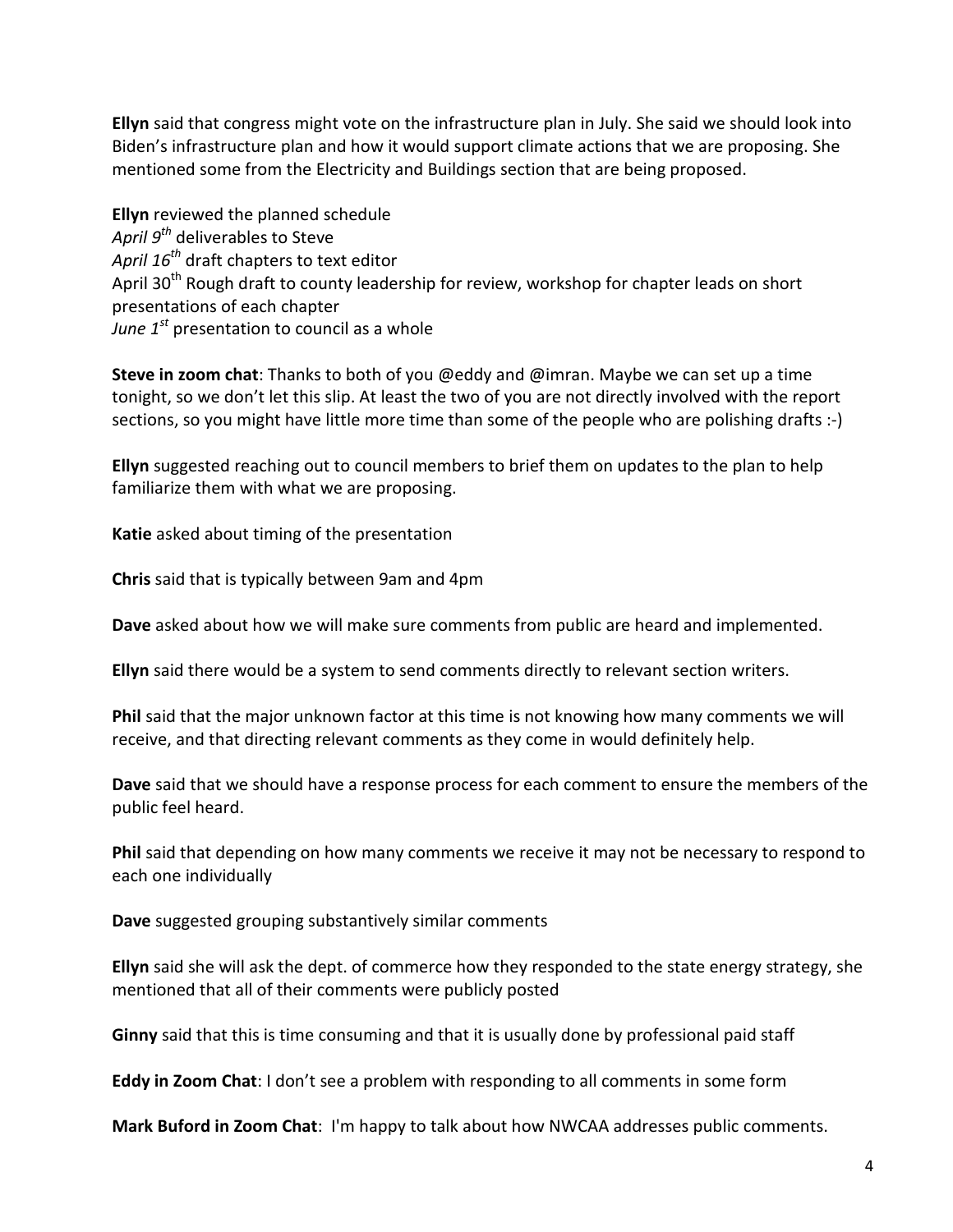**Ellyn** said that congress might vote on the infrastructure plan in July. She said we should look into Biden's infrastructure plan and how it would support climate actions that we are proposing. She mentioned some from the Electricity and Buildings section that are being proposed.

**Ellyn** reviewed the planned schedule
*April 9th* deliverables to Steve
*April 16th* draft chapters to text editor
April 30th Rough draft to county leadership for review, workshop for chapter leads on short presentations of each chapter
*June 1st* presentation to council as a whole

**Steve in zoom chat**: Thanks to both of you @eddy and @imran. Maybe we can set up a time tonight, so we don't let this slip. At least the two of you are not directly involved with the report sections, so you might have little more time than some of the people who are polishing drafts :-)

**Ellyn** suggested reaching out to council members to brief them on updates to the plan to help familiarize them with what we are proposing.

**Katie** asked about timing of the presentation

**Chris** said that is typically between 9am and 4pm

**Dave** asked about how we will make sure comments from public are heard and implemented.

**Ellyn** said there would be a system to send comments directly to relevant section writers.

**Phil** said that the major unknown factor at this time is not knowing how many comments we will receive, and that directing relevant comments as they come in would definitely help.

**Dave** said that we should have a response process for each comment to ensure the members of the public feel heard.

**Phil** said that depending on how many comments we receive it may not be necessary to respond to each one individually

**Dave** suggested grouping substantively similar comments

**Ellyn** said she will ask the dept. of commerce how they responded to the state energy strategy, she mentioned that all of their comments were publicly posted

**Ginny** said that this is time consuming and that it is usually done by professional paid staff

**Eddy in Zoom Chat**: I don't see a problem with responding to all comments in some form

**Mark Buford in Zoom Chat**: I'm happy to talk about how NWCAA addresses public comments.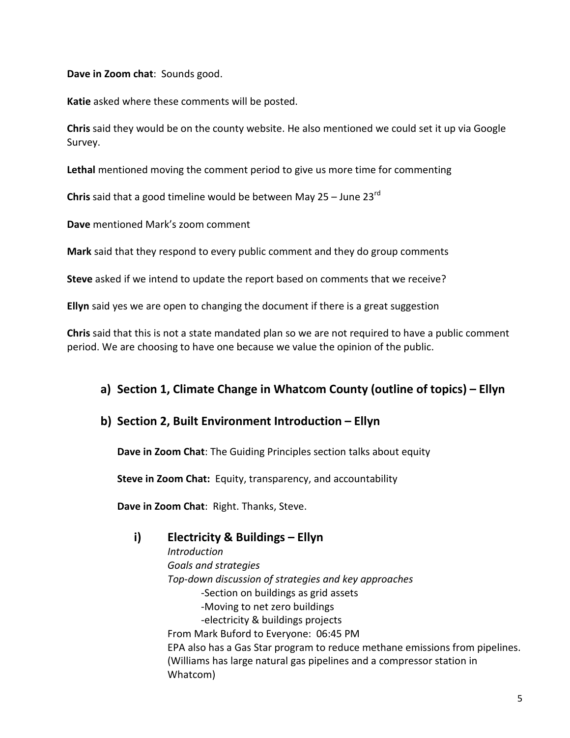**Dave in Zoom chat**: Sounds good.

**Katie** asked where these comments will be posted.

**Chris** said they would be on the county website. He also mentioned we could set it up via Google Survey.

**Lethal** mentioned moving the comment period to give us more time for commenting

**Chris** said that a good timeline would be between May 25 – June 23rd

**Dave** mentioned Mark's zoom comment

**Mark** said that they respond to every public comment and they do group comments

**Steve** asked if we intend to update the report based on comments that we receive?

**Ellyn** said yes we are open to changing the document if there is a great suggestion

**Chris** said that this is not a state mandated plan so we are not required to have a public comment period. We are choosing to have one because we value the opinion of the public.

## a) Section 1, Climate Change in Whatcom County (outline of topics) – Ellyn

## b) Section 2, Built Environment Introduction – Ellyn

**Dave in Zoom Chat**: The Guiding Principles section talks about equity

**Steve in Zoom Chat:** Equity, transparency, and accountability

**Dave in Zoom Chat**: Right. Thanks, Steve.

### i) Electricity & Buildings – Ellyn

*Introduction*

*Goals and strategies*

*Top-down discussion of strategies and key approaches*

- Section on buildings as grid assets
- Moving to net zero buildings
- electricity & buildings projects

From Mark Buford to Everyone: 06:45 PM

EPA also has a Gas Star program to reduce methane emissions from pipelines. (Williams has large natural gas pipelines and a compressor station in Whatcom)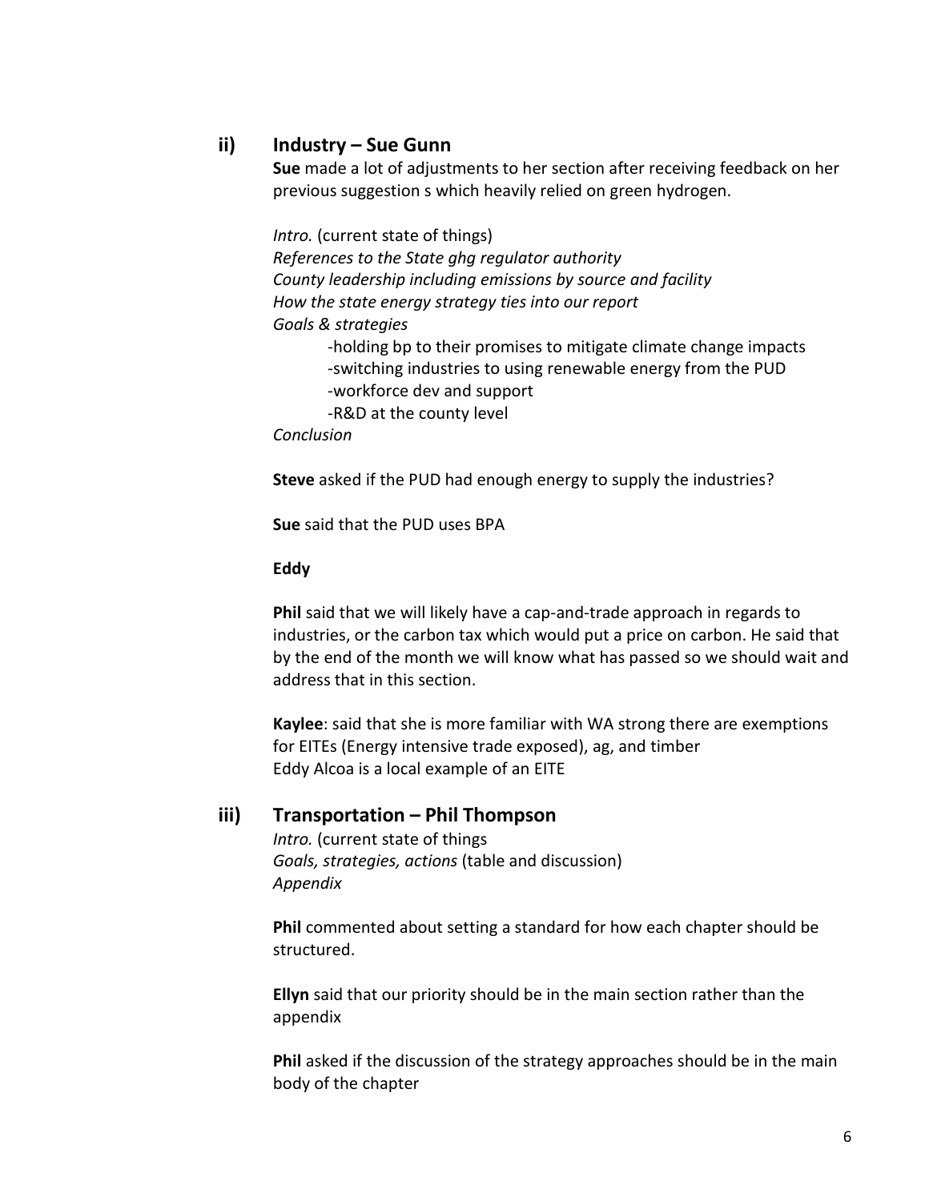### ii) Industry – Sue Gunn

**Sue** made a lot of adjustments to her section after receiving feedback on her previous suggestion s which heavily relied on green hydrogen.

*Intro.* (current state of things)
*References to the State ghg regulator authority*
*County leadership including emissions by source and facility*
*How the state energy strategy ties into our report*
*Goals & strategies*

- holding bp to their promises to mitigate climate change impacts
- switching industries to using renewable energy from the PUD
- workforce dev and support
- R&D at the county level

*Conclusion*

**Steve** asked if the PUD had enough energy to supply the industries?

**Sue** said that the PUD uses BPA

**Eddy**

**Phil** said that we will likely have a cap-and-trade approach in regards to industries, or the carbon tax which would put a price on carbon. He said that by the end of the month we will know what has passed so we should wait and address that in this section.

**Kaylee**: said that she is more familiar with WA strong there are exemptions for EITEs (Energy intensive trade exposed), ag, and timber
Eddy Alcoa is a local example of an EITE

### iii) Transportation – Phil Thompson

*Intro.* (current state of things
*Goals, strategies, actions* (table and discussion)
*Appendix*

**Phil** commented about setting a standard for how each chapter should be structured.

**Ellyn** said that our priority should be in the main section rather than the appendix

**Phil** asked if the discussion of the strategy approaches should be in the main body of the chapter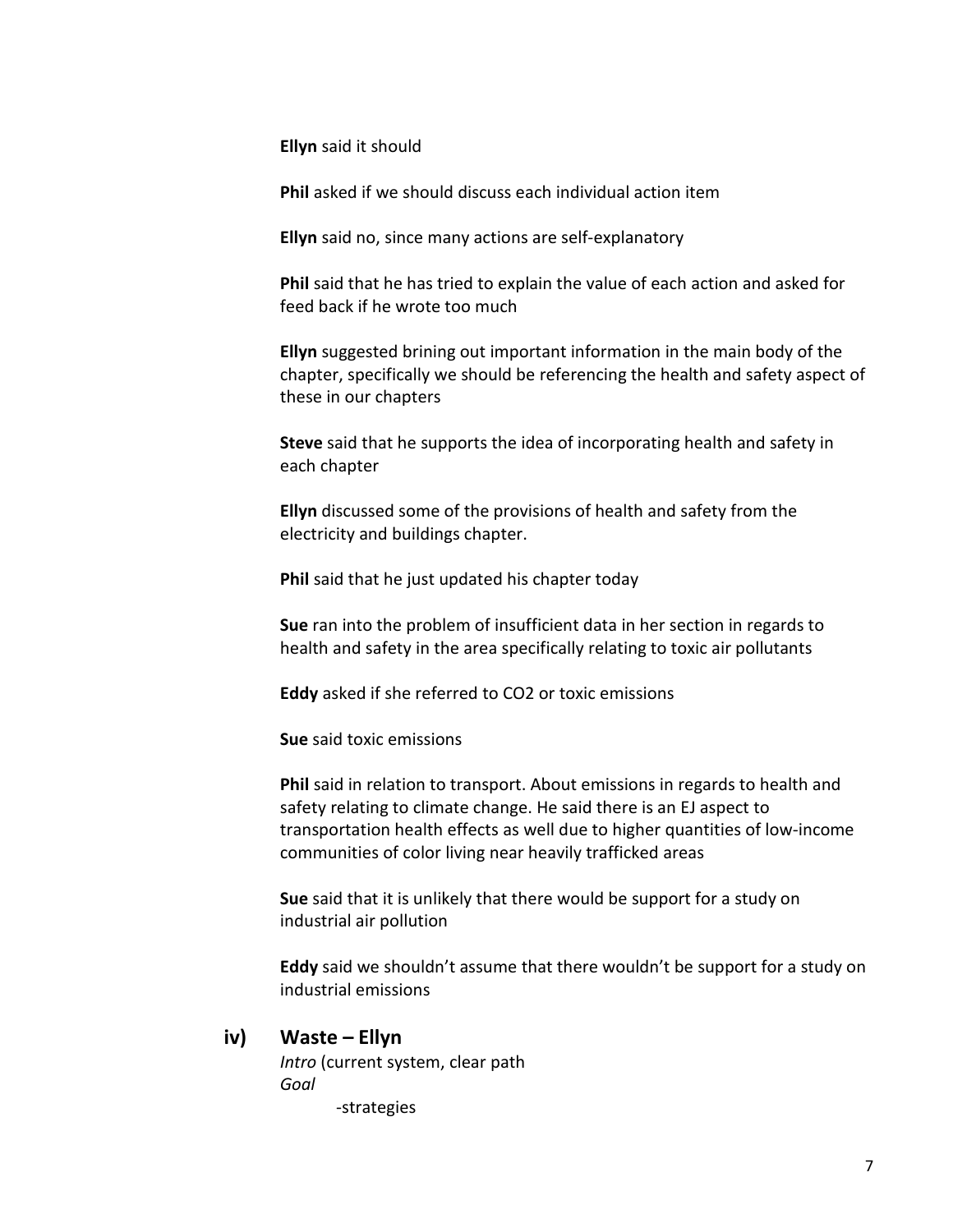**Ellyn** said it should

**Phil** asked if we should discuss each individual action item

**Ellyn** said no, since many actions are self-explanatory

**Phil** said that he has tried to explain the value of each action and asked for feed back if he wrote too much

**Ellyn** suggested brining out important information in the main body of the chapter, specifically we should be referencing the health and safety aspect of these in our chapters

**Steve** said that he supports the idea of incorporating health and safety in each chapter

**Ellyn** discussed some of the provisions of health and safety from the electricity and buildings chapter.

**Phil** said that he just updated his chapter today

**Sue** ran into the problem of insufficient data in her section in regards to health and safety in the area specifically relating to toxic air pollutants

**Eddy** asked if she referred to $CO_2$ or toxic emissions

**Sue** said toxic emissions

**Phil** said in relation to transport. About emissions in regards to health and safety relating to climate change. He said there is an EJ aspect to transportation health effects as well due to higher quantities of low-income communities of color living near heavily trafficked areas

**Sue** said that it is unlikely that there would be support for a study on industrial air pollution

**Eddy** said we shouldn't assume that there wouldn't be support for a study on industrial emissions

### iv) Waste – Ellyn

*Intro* (current system, clear path
*Goal*

- strategies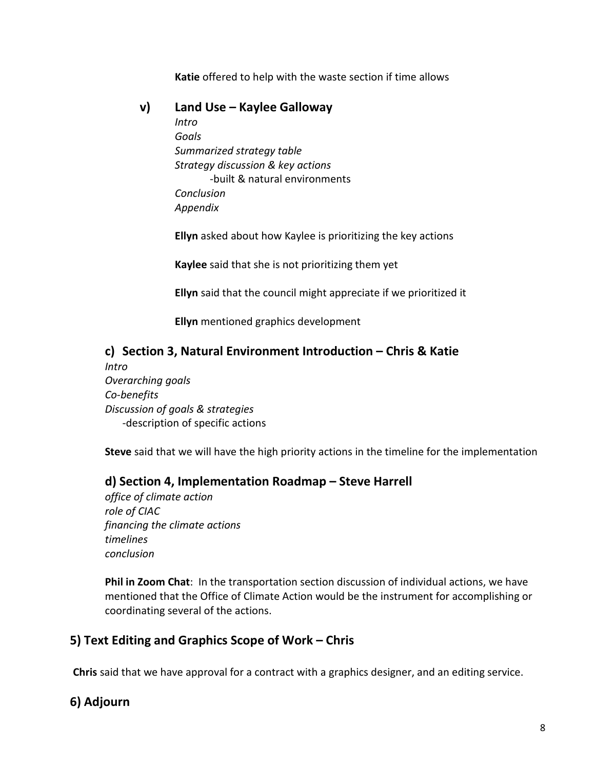**Katie** offered to help with the waste section if time allows

### v) Land Use – Kaylee Galloway

*Intro*
*Goals*
*Summarized strategy table*
*Strategy discussion & key actions*
  -built & natural environments
*Conclusion*
*Appendix*

**Ellyn** asked about how Kaylee is prioritizing the key actions

**Kaylee** said that she is not prioritizing them yet

**Ellyn** said that the council might appreciate if we prioritized it

**Ellyn** mentioned graphics development

### c) Section 3, Natural Environment Introduction – Chris & Katie

*Intro*
*Overarching goals*
*Co-benefits*
*Discussion of goals & strategies*
  -description of specific actions

**Steve** said that we will have the high priority actions in the timeline for the implementation

### d) Section 4, Implementation Roadmap – Steve Harrell

*office of climate action*
*role of CIAC*
*financing the climate actions*
*timelines*
*conclusion*

**Phil in Zoom Chat**: In the transportation section discussion of individual actions, we have mentioned that the Office of Climate Action would be the instrument for accomplishing or coordinating several of the actions.

## 5) Text Editing and Graphics Scope of Work – Chris

**Chris** said that we have approval for a contract with a graphics designer, and an editing service.

## 6) Adjourn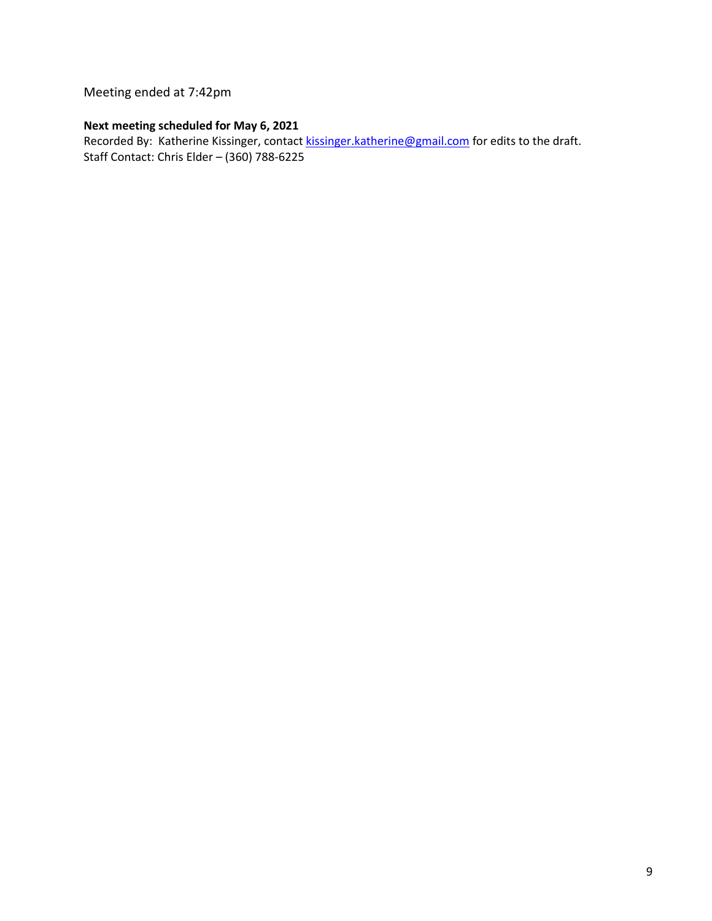Meeting ended at 7:42pm

**Next meeting scheduled for May 6, 2021**
Recorded By: Katherine Kissinger, contact kissinger.katherine@gmail.com for edits to the draft.
Staff Contact: Chris Elder – (360) 788-6225